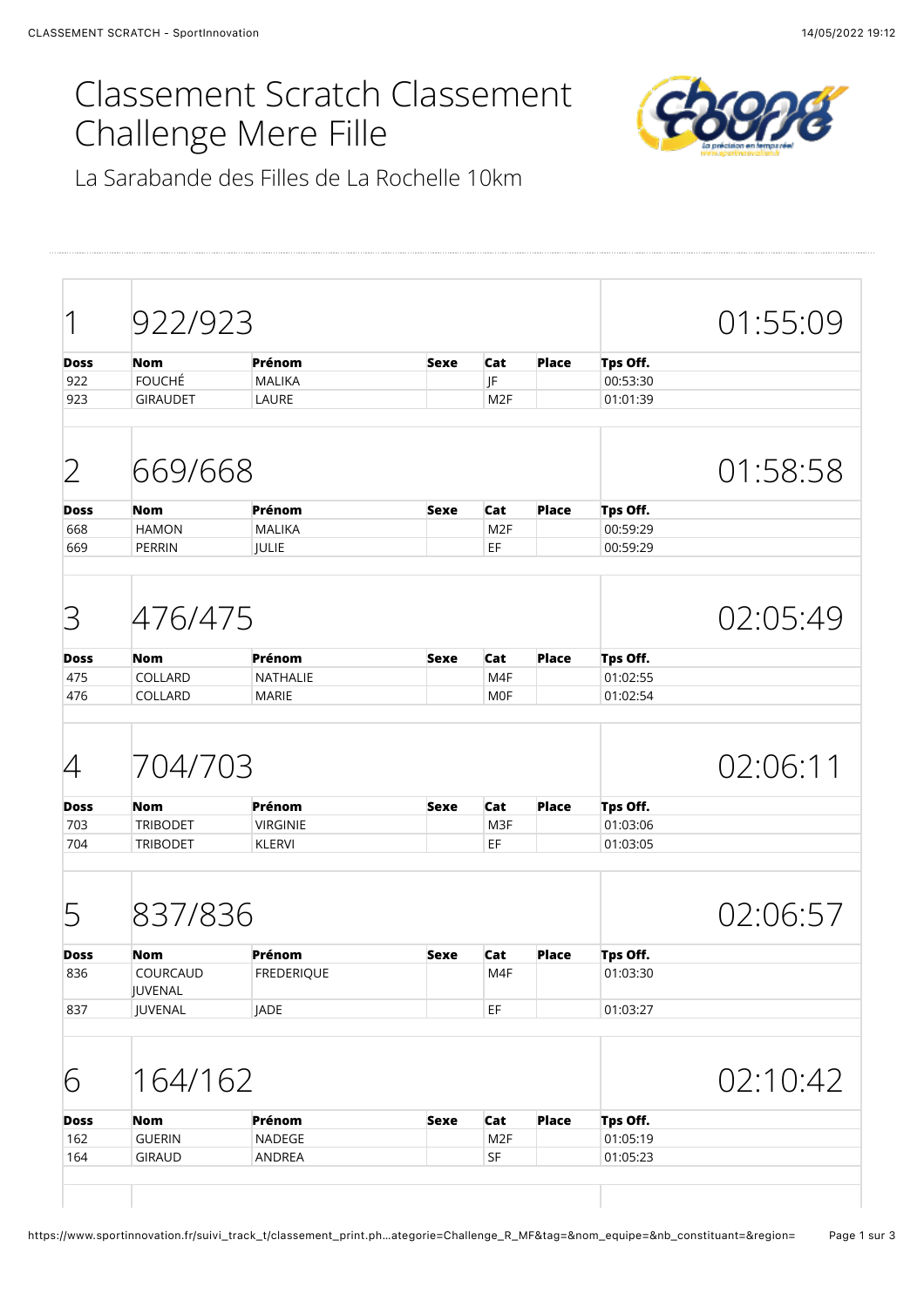# Classement Scratch Classement Challenge Mere Fille

La Sarabande des Filles de La Rochelle 10km

## 1 922/923 01:55:09

| Doss | Nom | Prénom | Sexe | Cat | Place | Tps Off. |
|---|---|---|---|---|---|---|
| 922 | FOUCHÉ | MALIKA | | JF | | 00:53:30 |
| 923 | GIRAUDET | LAURE | | M2F | | 01:01:39 |

## 2 669/668 01:58:58

| Doss | Nom | Prénom | Sexe | Cat | Place | Tps Off. |
|---|---|---|---|---|---|---|
| 668 | HAMON | MALIKA | | M2F | | 00:59:29 |
| 669 | PERRIN | JULIE | | EF | | 00:59:29 |

## 3 476/475 02:05:49

| Doss | Nom | Prénom | Sexe | Cat | Place | Tps Off. |
|---|---|---|---|---|---|---|
| 475 | COLLARD | NATHALIE | | M4F | | 01:02:55 |
| 476 | COLLARD | MARIE | | M0F | | 01:02:54 |

## 4 704/703 02:06:11

| Doss | Nom | Prénom | Sexe | Cat | Place | Tps Off. |
|---|---|---|---|---|---|---|
| 703 | TRIBODET | VIRGINIE | | M3F | | 01:03:06 |
| 704 | TRIBODET | KLERVI | | EF | | 01:03:05 |

## 5 837/836 02:06:57

| Doss | Nom | Prénom | Sexe | Cat | Place | Tps Off. |
|---|---|---|---|---|---|---|
| 836 | COURCAUD JUVENAL | FREDERIQUE | | M4F | | 01:03:30 |
| 837 | JUVENAL | JADE | | EF | | 01:03:27 |

## 6 164/162 02:10:42

| Doss | Nom | Prénom | Sexe | Cat | Place | Tps Off. |
|---|---|---|---|---|---|---|
| 162 | GUERIN | NADEGE | | M2F | | 01:05:19 |
| 164 | GIRAUD | ANDREA | | SF | | 01:05:23 |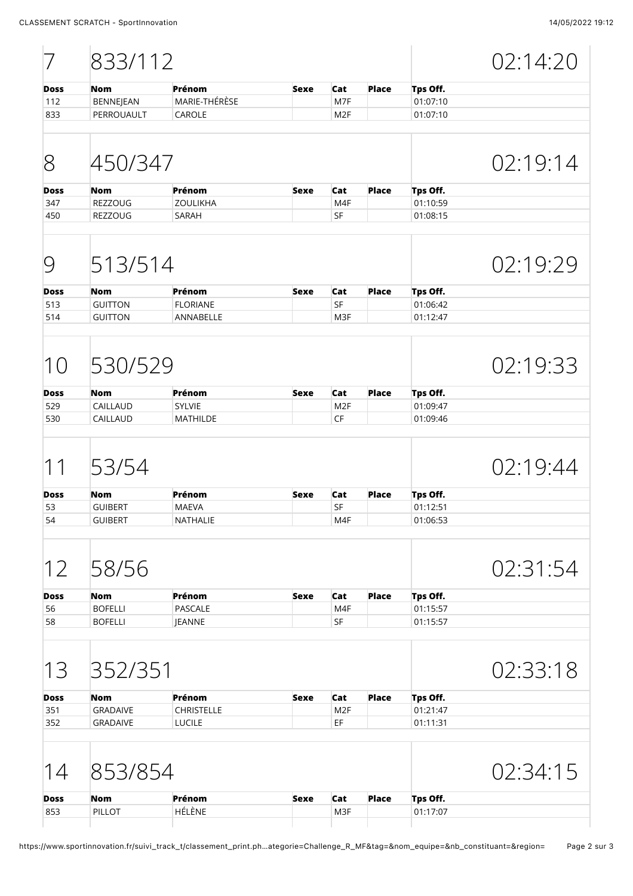## 7 833/112 — 02:14:20

| Doss | Nom | Prénom | Sexe | Cat | Place | Tps Off. |
|---|---|---|---|---|---|---|
| 112 | BENNEJEAN | MARIE-THÉRÈSE | | M7F | | 01:07:10 |
| 833 | PERROUAULT | CAROLE | | M2F | | 01:07:10 |

## 8 450/347 — 02:19:14

| Doss | Nom | Prénom | Sexe | Cat | Place | Tps Off. |
|---|---|---|---|---|---|---|
| 347 | REZZOUG | ZOULIKHA | | M4F | | 01:10:59 |
| 450 | REZZOUG | SARAH | | SF | | 01:08:15 |

## 9 513/514 — 02:19:29

| Doss | Nom | Prénom | Sexe | Cat | Place | Tps Off. |
|---|---|---|---|---|---|---|
| 513 | GUITTON | FLORIANE | | SF | | 01:06:42 |
| 514 | GUITTON | ANNABELLE | | M3F | | 01:12:47 |

## 10 530/529 — 02:19:33

| Doss | Nom | Prénom | Sexe | Cat | Place | Tps Off. |
|---|---|---|---|---|---|---|
| 529 | CAILLAUD | SYLVIE | | M2F | | 01:09:47 |
| 530 | CAILLAUD | MATHILDE | | CF | | 01:09:46 |

## 11 53/54 — 02:19:44

| Doss | Nom | Prénom | Sexe | Cat | Place | Tps Off. |
|---|---|---|---|---|---|---|
| 53 | GUIBERT | MAEVA | | SF | | 01:12:51 |
| 54 | GUIBERT | NATHALIE | | M4F | | 01:06:53 |

## 12 58/56 — 02:31:54

| Doss | Nom | Prénom | Sexe | Cat | Place | Tps Off. |
|---|---|---|---|---|---|---|
| 56 | BOFELLI | PASCALE | | M4F | | 01:15:57 |
| 58 | BOFELLI | JEANNE | | SF | | 01:15:57 |

## 13 352/351 — 02:33:18

| Doss | Nom | Prénom | Sexe | Cat | Place | Tps Off. |
|---|---|---|---|---|---|---|
| 351 | GRADAIVE | CHRISTELLE | | M2F | | 01:21:47 |
| 352 | GRADAIVE | LUCILE | | EF | | 01:11:31 |

## 14 853/854 — 02:34:15

| Doss | Nom | Prénom | Sexe | Cat | Place | Tps Off. |
|---|---|---|---|---|---|---|
| 853 | PILLOT | HÉLÈNE | | M3F | | 01:17:07 |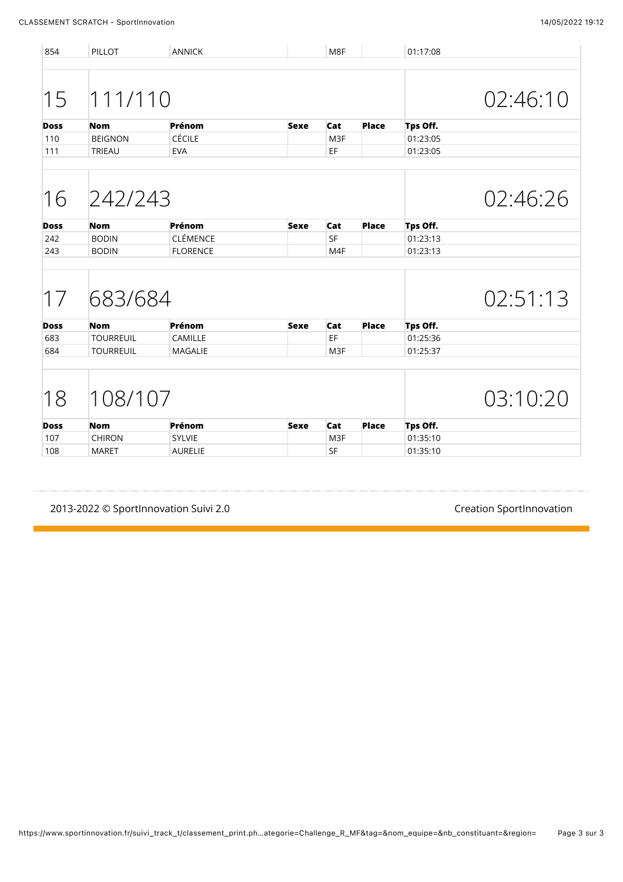| | | | | | | |
|---|---|---|---|---|---|---|
| 854 | PILLOT | ANNICK | | M8F | | 01:17:08 |

## 15 111/110 02:46:10

| Doss | Nom | Prénom | Sexe | Cat | Place | Tps Off. |
|---|---|---|---|---|---|---|
| 110 | BEIGNON | CÉCILE | | M3F | | 01:23:05 |
| 111 | TRIEAU | EVA | | EF | | 01:23:05 |

## 16 242/243 02:46:26

| Doss | Nom | Prénom | Sexe | Cat | Place | Tps Off. |
|---|---|---|---|---|---|---|
| 242 | BODIN | CLÉMENCE | | SF | | 01:23:13 |
| 243 | BODIN | FLORENCE | | M4F | | 01:23:13 |

## 17 683/684 02:51:13

| Doss | Nom | Prénom | Sexe | Cat | Place | Tps Off. |
|---|---|---|---|---|---|---|
| 683 | TOURREUIL | CAMILLE | | EF | | 01:25:36 |
| 684 | TOURREUIL | MAGALIE | | M3F | | 01:25:37 |

## 18 108/107 03:10:20

| Doss | Nom | Prénom | Sexe | Cat | Place | Tps Off. |
|---|---|---|---|---|---|---|
| 107 | CHIRON | SYLVIE | | M3F | | 01:35:10 |
| 108 | MARET | AURELIE | | SF | | 01:35:10 |

2013-2022 © SportInnovation Suivi 2.0

Creation SportInnovation